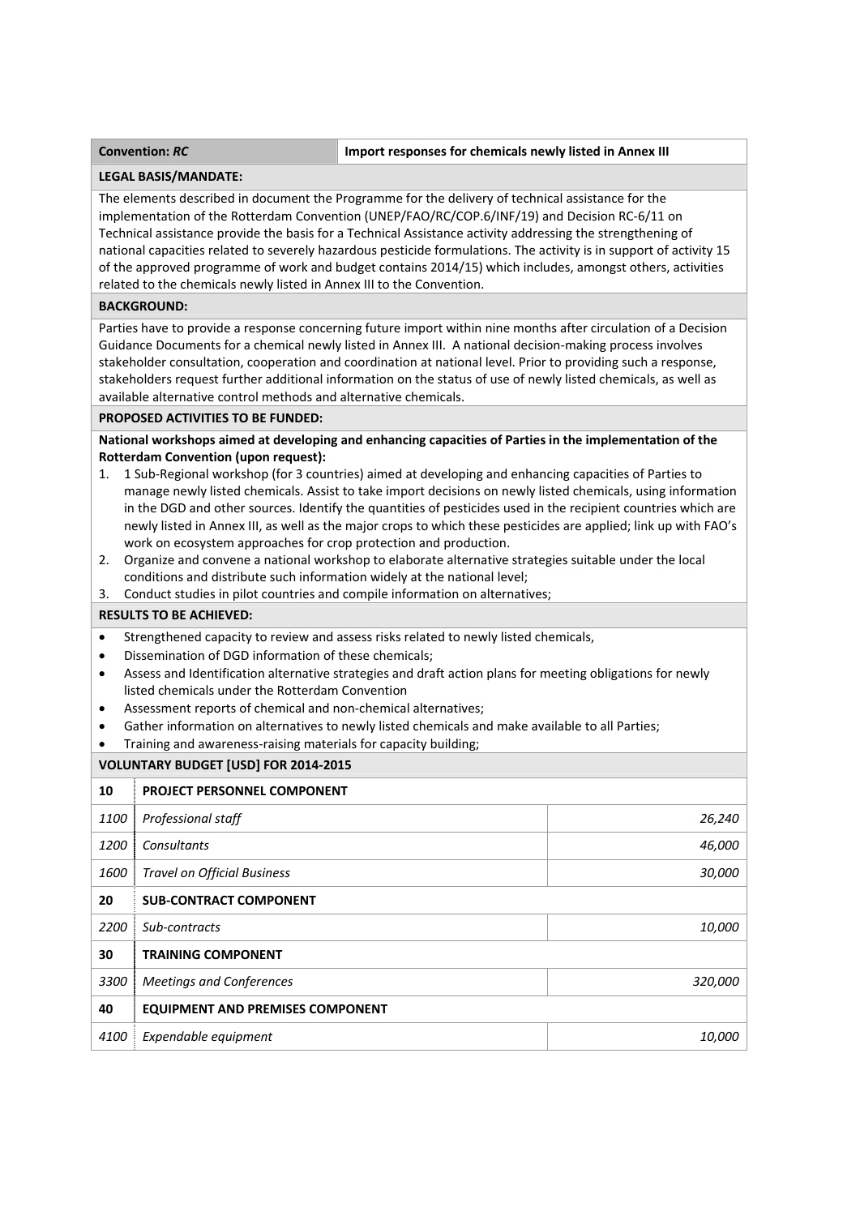| **Convention:** ***RC*** | **Import responses for chemicals newly listed in Annex III** |
|---|---|

**LEGAL BASIS/MANDATE:**

The elements described in document the Programme for the delivery of technical assistance for the implementation of the Rotterdam Convention (UNEP/FAO/RC/COP.6/INF/19) and Decision RC-6/11 on Technical assistance provide the basis for a Technical Assistance activity addressing the strengthening of national capacities related to severely hazardous pesticide formulations. The activity is in support of activity 15 of the approved programme of work and budget contains 2014/15) which includes, amongst others, activities related to the chemicals newly listed in Annex III to the Convention.

**BACKGROUND:**

Parties have to provide a response concerning future import within nine months after circulation of a Decision Guidance Documents for a chemical newly listed in Annex III. A national decision-making process involves stakeholder consultation, cooperation and coordination at national level. Prior to providing such a response, stakeholders request further additional information on the status of use of newly listed chemicals, as well as available alternative control methods and alternative chemicals.

**PROPOSED ACTIVITIES TO BE FUNDED:**

**National workshops aimed at developing and enhancing capacities of Parties in the implementation of the Rotterdam Convention (upon request):**

1. 1 Sub-Regional workshop (for 3 countries) aimed at developing and enhancing capacities of Parties to manage newly listed chemicals. Assist to take import decisions on newly listed chemicals, using information in the DGD and other sources. Identify the quantities of pesticides used in the recipient countries which are newly listed in Annex III, as well as the major crops to which these pesticides are applied; link up with FAO's work on ecosystem approaches for crop protection and production.
2. Organize and convene a national workshop to elaborate alternative strategies suitable under the local conditions and distribute such information widely at the national level;
3. Conduct studies in pilot countries and compile information on alternatives;

**RESULTS TO BE ACHIEVED:**

- Strengthened capacity to review and assess risks related to newly listed chemicals,
- Dissemination of DGD information of these chemicals;
- Assess and Identification alternative strategies and draft action plans for meeting obligations for newly listed chemicals under the Rotterdam Convention
- Assessment reports of chemical and non-chemical alternatives;
- Gather information on alternatives to newly listed chemicals and make available to all Parties;
- Training and awareness-raising materials for capacity building;

**VOLUNTARY BUDGET [USD] FOR 2014-2015**

| | | |
|---|---|---|
| **10** | **PROJECT PERSONNEL COMPONENT** | |
| *1100* | *Professional staff* | *26,240* |
| *1200* | *Consultants* | *46,000* |
| *1600* | *Travel on Official Business* | *30,000* |
| **20** | **SUB-CONTRACT COMPONENT** | |
| *2200* | *Sub-contracts* | *10,000* |
| **30** | **TRAINING COMPONENT** | |
| *3300* | *Meetings and Conferences* | *320,000* |
| **40** | **EQUIPMENT AND PREMISES COMPONENT** | |
| *4100* | *Expendable equipment* | *10,000* |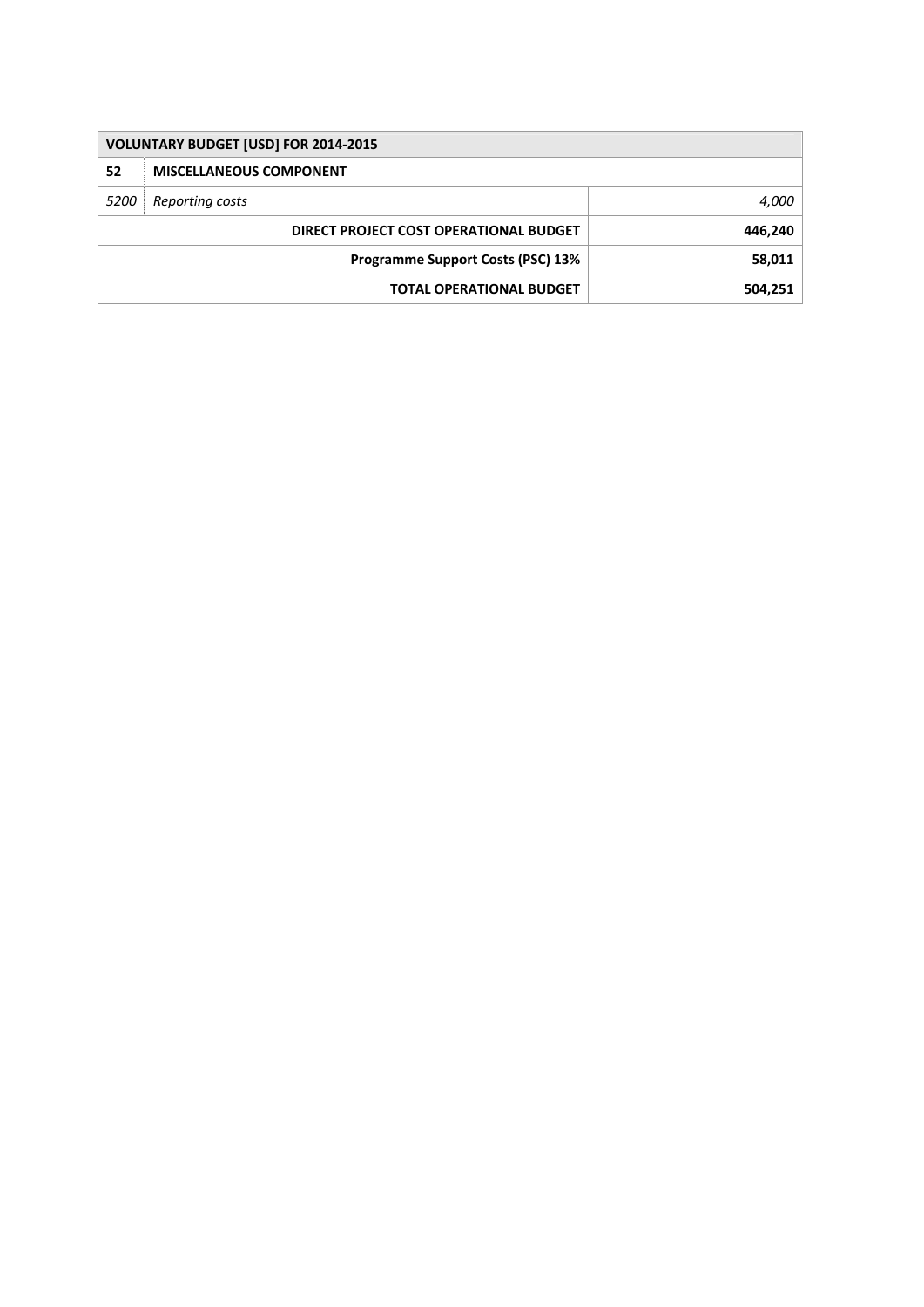| VOLUNTARY BUDGET [USD] FOR 2014-2015 | | |
|---|---|---|
| **52** | **MISCELLANEOUS COMPONENT** | |
| *5200* | *Reporting costs* | *4,000* |
| | **DIRECT PROJECT COST OPERATIONAL BUDGET** | **446,240** |
| | **Programme Support Costs (PSC) 13%** | **58,011** |
| | **TOTAL OPERATIONAL BUDGET** | **504,251** |